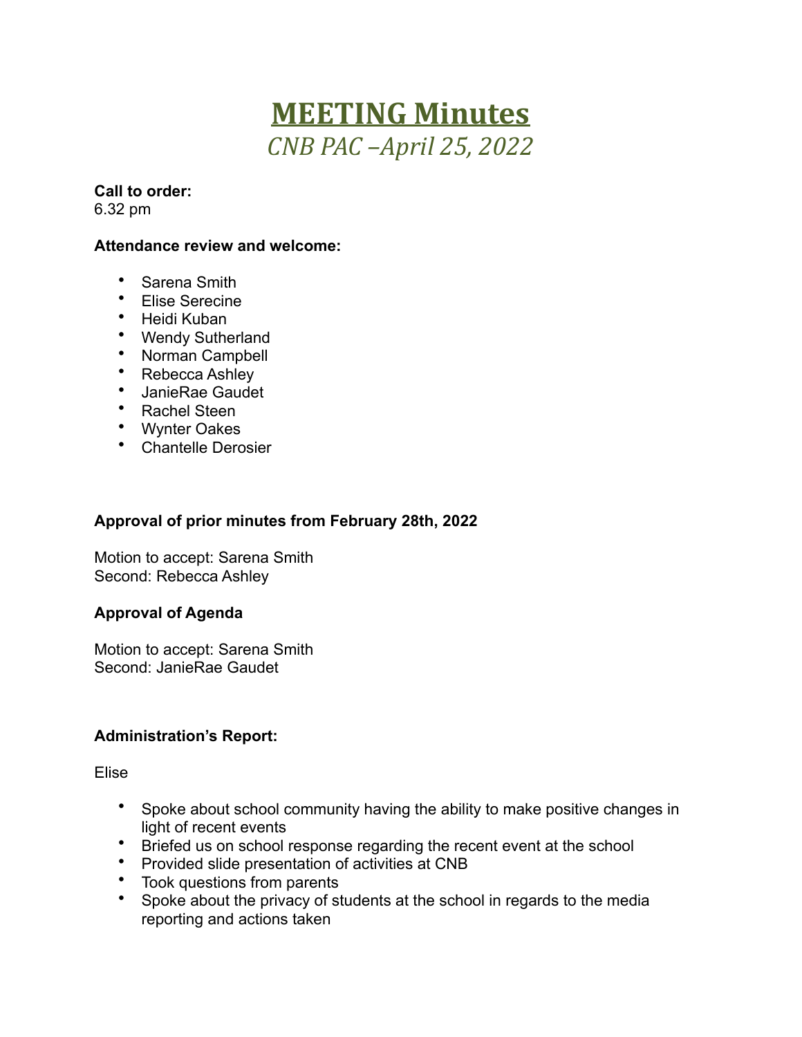# MEETING Minutes

## *CNB PAC –April 25, 2022*

**Call to order:**
6.32 pm

**Attendance review and welcome:**

- Sarena Smith
- Elise Serecine
- Heidi Kuban
- Wendy Sutherland
- Norman Campbell
- Rebecca Ashley
- JanieRae Gaudet
- Rachel Steen
- Wynter Oakes
- Chantelle Derosier

**Approval of prior minutes from February 28th, 2022**

Motion to accept: Sarena Smith
Second: Rebecca Ashley

**Approval of Agenda**

Motion to accept: Sarena Smith
Second: JanieRae Gaudet

**Administration's Report:**

Elise

- Spoke about school community having the ability to make positive changes in light of recent events
- Briefed us on school response regarding the recent event at the school
- Provided slide presentation of activities at CNB
- Took questions from parents
- Spoke about the privacy of students at the school in regards to the media reporting and actions taken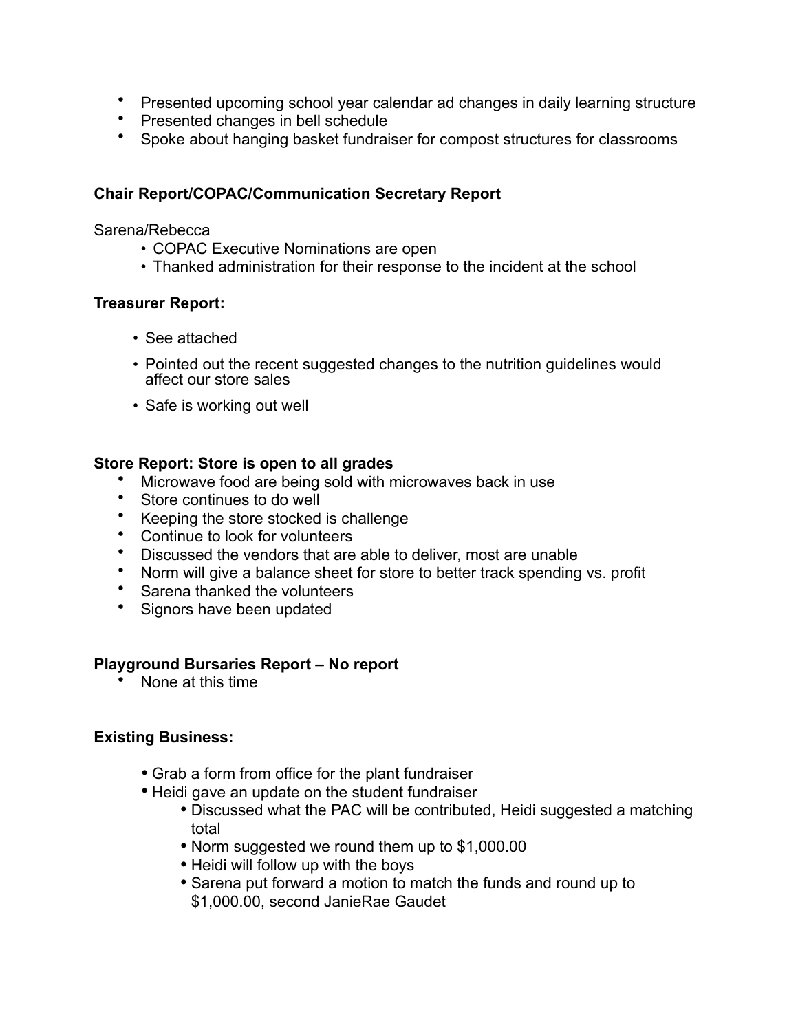- Presented upcoming school year calendar ad changes in daily learning structure
- Presented changes in bell schedule
- Spoke about hanging basket fundraiser for compost structures for classrooms

**Chair Report/COPAC/Communication Secretary Report**

Sarena/Rebecca

- COPAC Executive Nominations are open
- Thanked administration for their response to the incident at the school

**Treasurer Report:**

- See attached
- Pointed out the recent suggested changes to the nutrition guidelines would affect our store sales
- Safe is working out well

**Store Report: Store is open to all grades**

- Microwave food are being sold with microwaves back in use
- Store continues to do well
- Keeping the store stocked is challenge
- Continue to look for volunteers
- Discussed the vendors that are able to deliver, most are unable
- Norm will give a balance sheet for store to better track spending vs. profit
- Sarena thanked the volunteers
- Signors have been updated

**Playground Bursaries Report – No report**

- None at this time

**Existing Business:**

- Grab a form from office for the plant fundraiser
- Heidi gave an update on the student fundraiser
  - Discussed what the PAC will be contributed, Heidi suggested a matching total
  - Norm suggested we round them up to $1,000.00
  - Heidi will follow up with the boys
  - Sarena put forward a motion to match the funds and round up to $1,000.00, second JanieRae Gaudet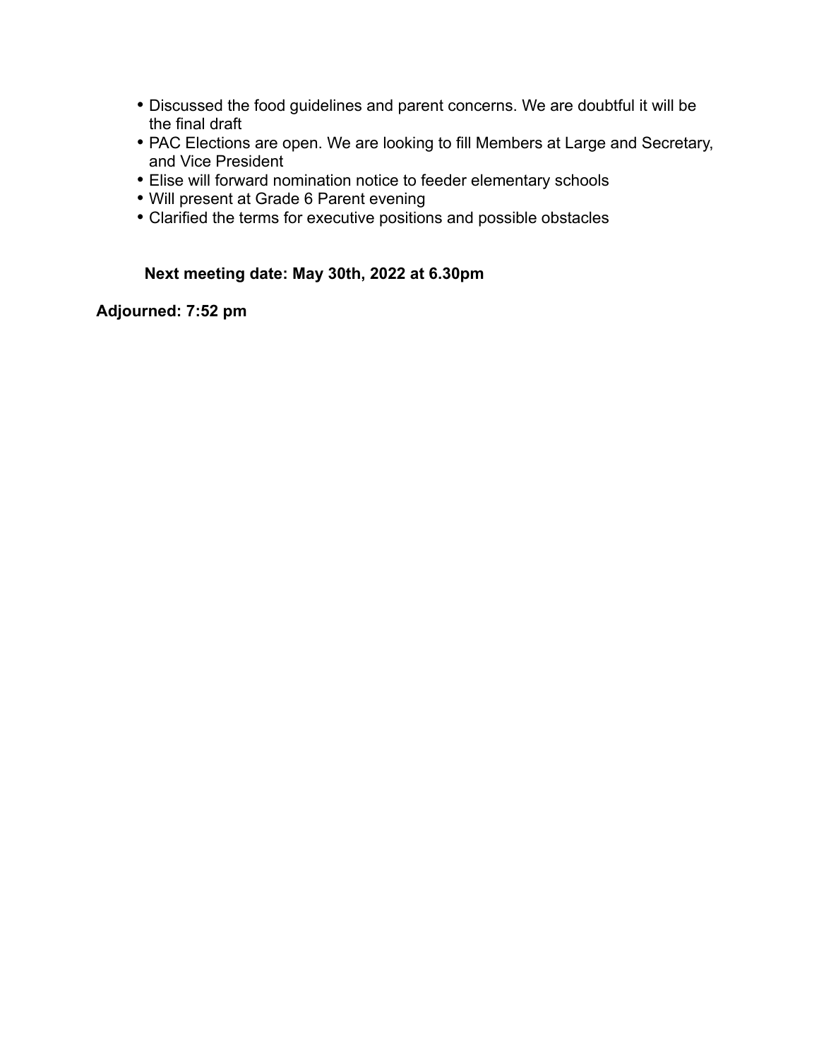- Discussed the food guidelines and parent concerns. We are doubtful it will be the final draft
- PAC Elections are open. We are looking to fill Members at Large and Secretary, and Vice President
- Elise will forward nomination notice to feeder elementary schools
- Will present at Grade 6 Parent evening
- Clarified the terms for executive positions and possible obstacles

**Next meeting date: May 30th, 2022 at 6.30pm**

**Adjourned: 7:52 pm**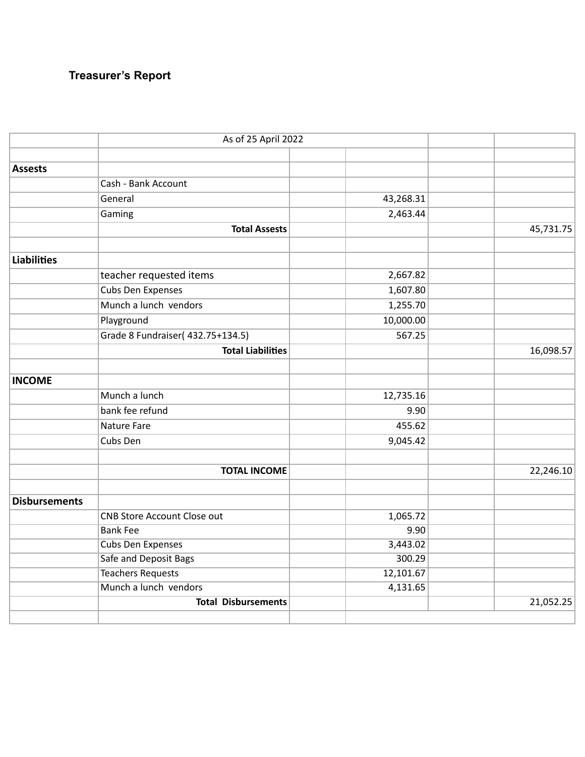## Treasurer's Report

| | | | | | |
|---|---|---|---|---|---|
| | As of 25 April 2022 | | | | |
| | | | | | |
| **Assests** | | | | | |
| | Cash - Bank Account | | | | |
| | General | | 43,268.31 | | |
| | Gaming | | 2,463.44 | | |
| | **Total Assests** | | | | 45,731.75 |
| | | | | | |
| **Liabilities** | | | | | |
| | teacher requested items | | 2,667.82 | | |
| | Cubs Den Expenses | | 1,607.80 | | |
| | Munch a lunch vendors | | 1,255.70 | | |
| | Playground | | 10,000.00 | | |
| | Grade 8 Fundraiser( 432.75+134.5) | | 567.25 | | |
| | **Total Liabilities** | | | | 16,098.57 |
| | | | | | |
| **INCOME** | | | | | |
| | Munch a lunch | | 12,735.16 | | |
| | bank fee refund | | 9.90 | | |
| | Nature Fare | | 455.62 | | |
| | Cubs Den | | 9,045.42 | | |
| | | | | | |
| | **TOTAL INCOME** | | | | 22,246.10 |
| | | | | | |
| **Disbursements** | | | | | |
| | CNB Store Account Close out | | 1,065.72 | | |
| | Bank Fee | | 9.90 | | |
| | Cubs Den Expenses | | 3,443.02 | | |
| | Safe and Deposit Bags | | 300.29 | | |
| | Teachers Requests | | 12,101.67 | | |
| | Munch a lunch vendors | | 4,131.65 | | |
| | **Total Disbursements** | | | | 21,052.25 |
| | | | | | |